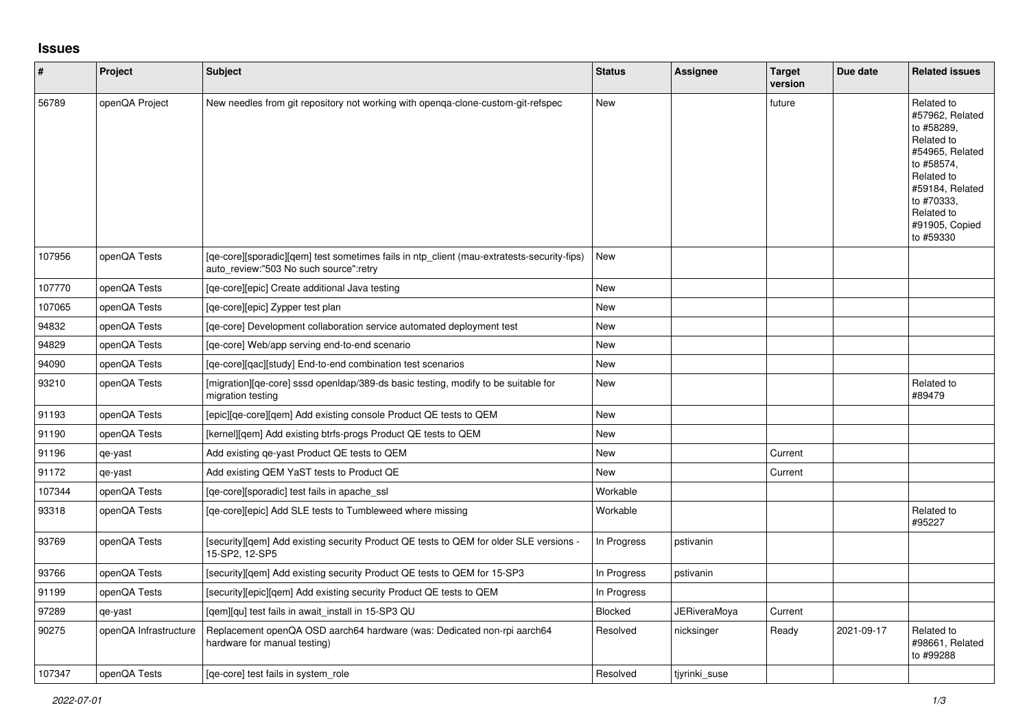# Issues

| # | Project | Subject | Status | Assignee | Target version | Due date | Related issues |
|---|---|---|---|---|---|---|---|
| 56789 | openQA Project | New needles from git repository not working with openqa-clone-custom-git-refspec | New | | future | | Related to #57962, Related to #58289, Related to #54965, Related to #58574, Related to #59184, Related to #70333, Related to #91905, Copied to #59330 |
| 107956 | openQA Tests | [qe-core][sporadic][qem] test sometimes fails in ntp_client (mau-extratests-security-fips) auto_review:"503 No such source":retry | New | | | | |
| 107770 | openQA Tests | [qe-core][epic] Create additional Java testing | New | | | | |
| 107065 | openQA Tests | [qe-core][epic] Zypper test plan | New | | | | |
| 94832 | openQA Tests | [qe-core] Development collaboration service automated deployment test | New | | | | |
| 94829 | openQA Tests | [qe-core] Web/app serving end-to-end scenario | New | | | | |
| 94090 | openQA Tests | [qe-core][qac][study] End-to-end combination test scenarios | New | | | | |
| 93210 | openQA Tests | [migration][qe-core] sssd openldap/389-ds basic testing, modify to be suitable for migration testing | New | | | | Related to #89479 |
| 91193 | openQA Tests | [epic][qe-core][qem] Add existing console Product QE tests to QEM | New | | | | |
| 91190 | openQA Tests | [kernel][qem] Add existing btrfs-progs Product QE tests to QEM | New | | | | |
| 91196 | qe-yast | Add existing qe-yast Product QE tests to QEM | New | | Current | | |
| 91172 | qe-yast | Add existing QEM YaST tests to Product QE | New | | Current | | |
| 107344 | openQA Tests | [qe-core][sporadic] test fails in apache_ssl | Workable | | | | |
| 93318 | openQA Tests | [qe-core][epic] Add SLE tests to Tumbleweed where missing | Workable | | | | Related to #95227 |
| 93769 | openQA Tests | [security][qem] Add existing security Product QE tests to QEM for older SLE versions - 15-SP2, 12-SP5 | In Progress | pstivanin | | | |
| 93766 | openQA Tests | [security][qem] Add existing security Product QE tests to QEM for 15-SP3 | In Progress | pstivanin | | | |
| 91199 | openQA Tests | [security][epic][qem] Add existing security Product QE tests to QEM | In Progress | | | | |
| 97289 | qe-yast | [qem][qu] test fails in await_install in 15-SP3 QU | Blocked | JERiveraMoya | Current | | |
| 90275 | openQA Infrastructure | Replacement openQA OSD aarch64 hardware (was: Dedicated non-rpi aarch64 hardware for manual testing) | Resolved | nicksinger | Ready | 2021-09-17 | Related to #98661, Related to #99288 |
| 107347 | openQA Tests | [qe-core] test fails in system_role | Resolved | tjyrinki_suse | | | |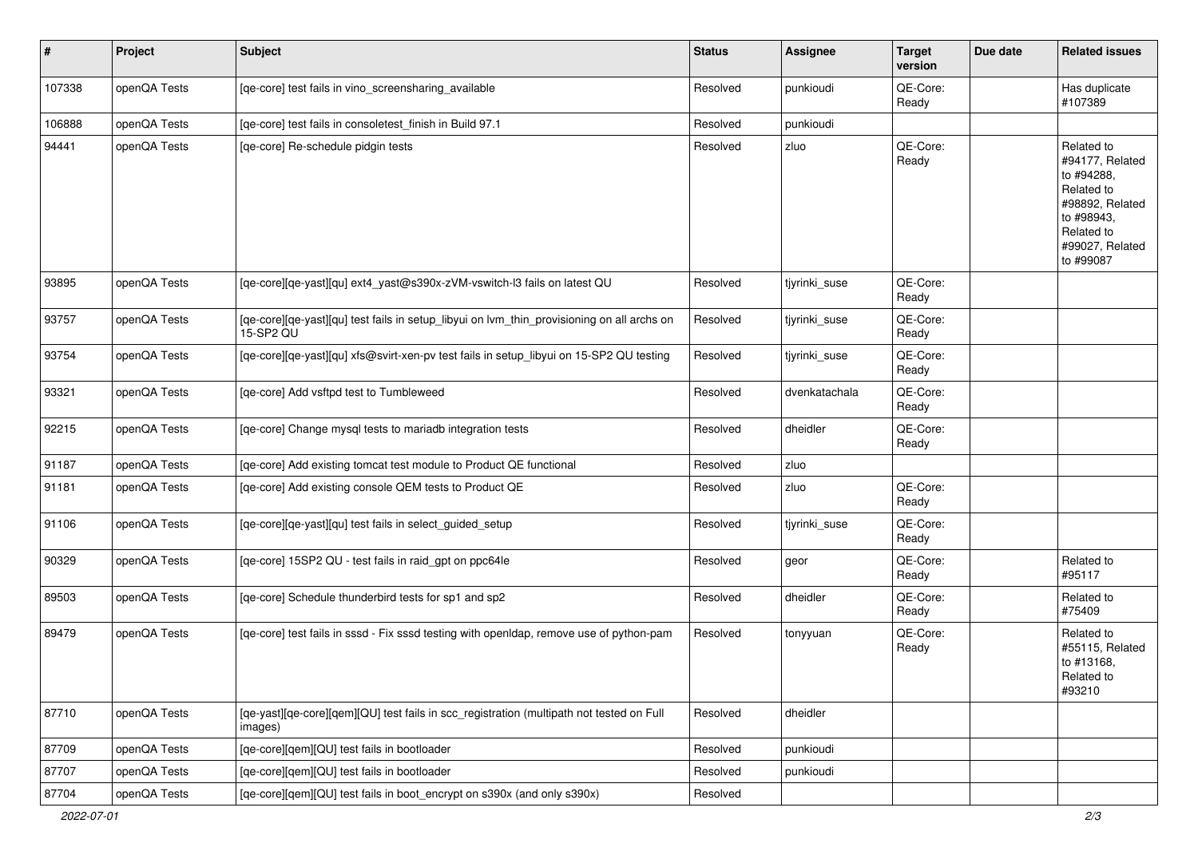| # | Project | Subject | Status | Assignee | Target version | Due date | Related issues |
|---|---|---|---|---|---|---|---|
| 107338 | openQA Tests | [qe-core] test fails in vino_screensharing_available | Resolved | punkioudi | QE-Core: Ready | | Has duplicate #107389 |
| 106888 | openQA Tests | [qe-core] test fails in consoletest_finish in Build 97.1 | Resolved | punkioudi | | | |
| 94441 | openQA Tests | [qe-core] Re-schedule pidgin tests | Resolved | zluo | QE-Core: Ready | | Related to #94177, Related to #94288, Related to #98892, Related to #98943, Related to #99027, Related to #99087 |
| 93895 | openQA Tests | [qe-core][qe-yast][qu] ext4_yast@s390x-zVM-vswitch-l3 fails on latest QU | Resolved | tjyrinki_suse | QE-Core: Ready | | |
| 93757 | openQA Tests | [qe-core][qe-yast][qu] test fails in setup_libyui on lvm_thin_provisioning on all archs on 15-SP2 QU | Resolved | tjyrinki_suse | QE-Core: Ready | | |
| 93754 | openQA Tests | [qe-core][qe-yast][qu] xfs@svirt-xen-pv test fails in setup_libyui on 15-SP2 QU testing | Resolved | tjyrinki_suse | QE-Core: Ready | | |
| 93321 | openQA Tests | [qe-core] Add vsftpd test to Tumbleweed | Resolved | dvenkatachala | QE-Core: Ready | | |
| 92215 | openQA Tests | [qe-core] Change mysql tests to mariadb integration tests | Resolved | dheidler | QE-Core: Ready | | |
| 91187 | openQA Tests | [qe-core] Add existing tomcat test module to Product QE functional | Resolved | zluo | | | |
| 91181 | openQA Tests | [qe-core] Add existing console QEM tests to Product QE | Resolved | zluo | QE-Core: Ready | | |
| 91106 | openQA Tests | [qe-core][qe-yast][qu] test fails in select_guided_setup | Resolved | tjyrinki_suse | QE-Core: Ready | | |
| 90329 | openQA Tests | [qe-core] 15SP2 QU - test fails in raid_gpt on ppc64le | Resolved | geor | QE-Core: Ready | | Related to #95117 |
| 89503 | openQA Tests | [qe-core] Schedule thunderbird tests for sp1 and sp2 | Resolved | dheidler | QE-Core: Ready | | Related to #75409 |
| 89479 | openQA Tests | [qe-core] test fails in sssd - Fix sssd testing with openldap, remove use of python-pam | Resolved | tonyyuan | QE-Core: Ready | | Related to #55115, Related to #13168, Related to #93210 |
| 87710 | openQA Tests | [qe-yast][qe-core][qem][QU] test fails in scc_registration (multipath not tested on Full images) | Resolved | dheidler | | | |
| 87709 | openQA Tests | [qe-core][qem][QU] test fails in bootloader | Resolved | punkioudi | | | |
| 87707 | openQA Tests | [qe-core][qem][QU] test fails in bootloader | Resolved | punkioudi | | | |
| 87704 | openQA Tests | [qe-core][qem][QU] test fails in boot_encrypt on s390x (and only s390x) | Resolved | | | | |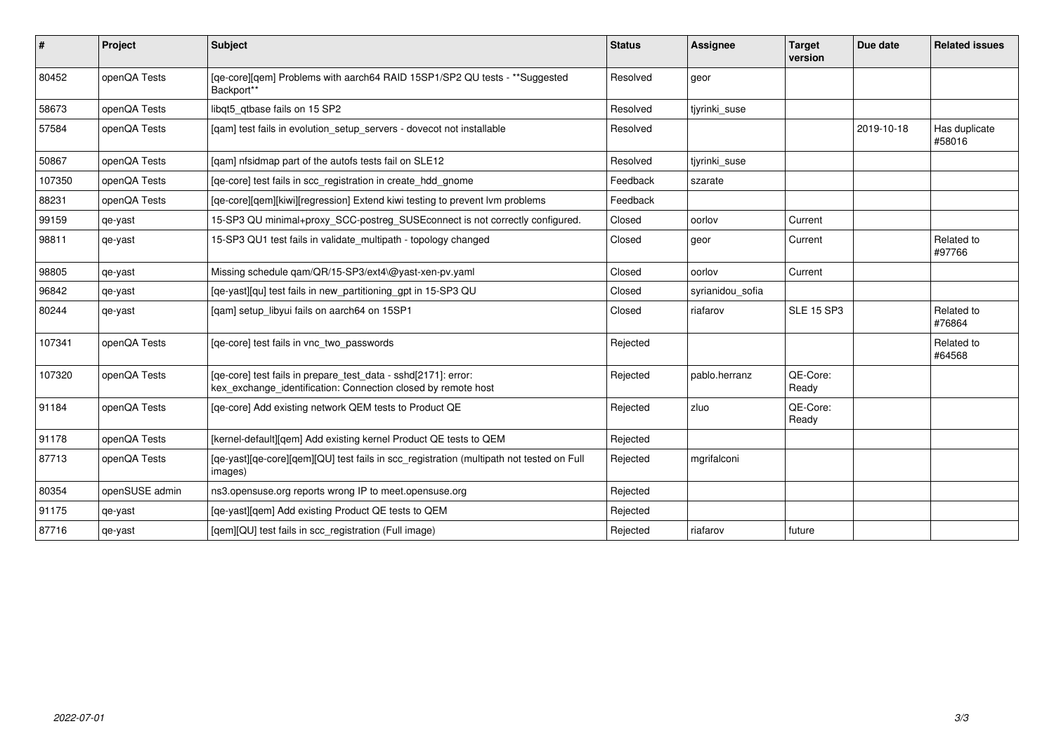| # | Project | Subject | Status | Assignee | Target version | Due date | Related issues |
|---|---|---|---|---|---|---|---|
| 80452 | openQA Tests | [qe-core][qem] Problems with aarch64 RAID 15SP1/SP2 QU tests - **Suggested Backport** | Resolved | geor | | | |
| 58673 | openQA Tests | libqt5_qtbase fails on 15 SP2 | Resolved | tjyrinki_suse | | | |
| 57584 | openQA Tests | [qam] test fails in evolution_setup_servers - dovecot not installable | Resolved | | | 2019-10-18 | Has duplicate #58016 |
| 50867 | openQA Tests | [qam] nfsidmap part of the autofs tests fail on SLE12 | Resolved | tjyrinki_suse | | | |
| 107350 | openQA Tests | [qe-core] test fails in scc_registration in create_hdd_gnome | Feedback | szarate | | | |
| 88231 | openQA Tests | [qe-core][qem][kiwi][regression] Extend kiwi testing to prevent lvm problems | Feedback | | | | |
| 99159 | qe-yast | 15-SP3 QU minimal+proxy_SCC-postreg_SUSEconnect is not correctly configured. | Closed | oorlov | Current | | |
| 98811 | qe-yast | 15-SP3 QU1 test fails in validate_multipath - topology changed | Closed | geor | Current | | Related to #97766 |
| 98805 | qe-yast | Missing schedule qam/QR/15-SP3/ext4\@yast-xen-pv.yaml | Closed | oorlov | Current | | |
| 96842 | qe-yast | [qe-yast][qu] test fails in new_partitioning_gpt in 15-SP3 QU | Closed | syrianidou_sofia | | | |
| 80244 | qe-yast | [qam] setup_libyui fails on aarch64 on 15SP1 | Closed | riafarov | SLE 15 SP3 | | Related to #76864 |
| 107341 | openQA Tests | [qe-core] test fails in vnc_two_passwords | Rejected | | | | Related to #64568 |
| 107320 | openQA Tests | [qe-core] test fails in prepare_test_data - sshd[2171]: error: kex_exchange_identification: Connection closed by remote host | Rejected | pablo.herranz | QE-Core: Ready | | |
| 91184 | openQA Tests | [qe-core] Add existing network QEM tests to Product QE | Rejected | zluo | QE-Core: Ready | | |
| 91178 | openQA Tests | [kernel-default][qem] Add existing kernel Product QE tests to QEM | Rejected | | | | |
| 87713 | openQA Tests | [qe-yast][qe-core][qem][QU] test fails in scc_registration (multipath not tested on Full images) | Rejected | mgrifalconi | | | |
| 80354 | openSUSE admin | ns3.opensuse.org reports wrong IP to meet.opensuse.org | Rejected | | | | |
| 91175 | qe-yast | [qe-yast][qem] Add existing Product QE tests to QEM | Rejected | | | | |
| 87716 | qe-yast | [qem][QU] test fails in scc_registration (Full image) | Rejected | riafarov | future | | |